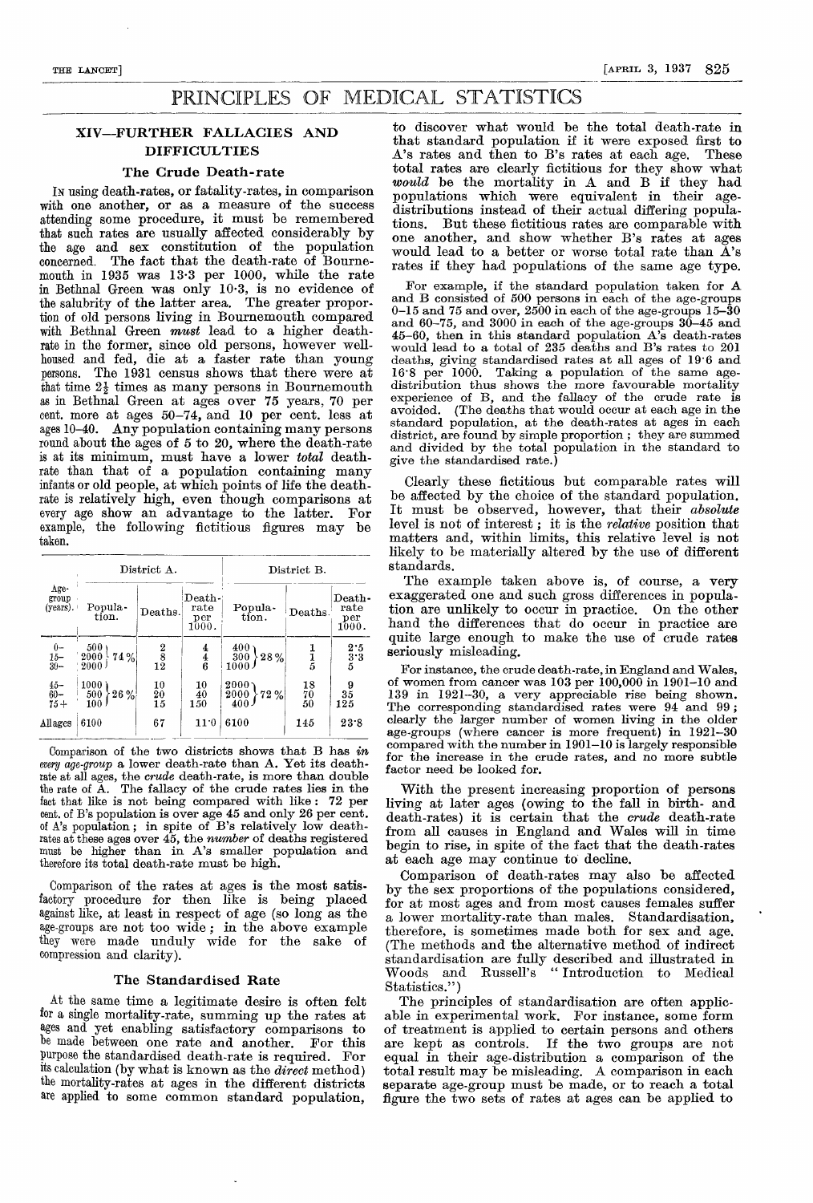# PRINCIPLES OF MEDICAL STATISTICS

## XIV—FURTHER FALLACIES AND DIFFICULTIES

### The Crude Death-rate

IN using death-rates, or fatality-rates, in comparison with one another, or as a measure of the success attending some procedure, it must be remembered that such rates are usually affected considerably by the age and sex constitution of the population concerned. The fact that the death-rate of Bournemouth in 1935 was 13·3 per 1000, while the rate in Bethnal Green was only 10·3, is no evidence of the salubrity of the latter area. The greater proportion of old persons living in Bournemouth compared with Bethnal Green *must* lead to a higher death-rate in the former, since old persons, however well-housed and fed, die at a faster rate than young persons. The 1931 census shows that there were at that time 2½ times as many persons in Bournemouth as in Bethnal Green at ages over 75 years, 70 per cent. more at ages 50–74, and 10 per cent. less at ages 10–40. Any population containing many persons round about the ages of 5 to 20, where the death-rate is at its minimum, must have a lower *total* death-rate than that of a population containing many infants or old people, at which points of life the death-rate is relatively high, even though comparisons at every age show an advantage to the latter. For example, the following fictitious figures may be taken.

| Age-group (years). | District A. | | | | District B. | | | |
|---|---|---|---|---|---|---|---|---|
| | Population. | | Deaths. | Death-rate per 1000. | Population. | | Deaths. | Death-rate per 1000. |
| 0– | 500 | 74% | 2 | 4 | 400 | 28% | 1 | 2·5 |
| 15– | 2000 | | 8 | 4 | 300 | | 1 | 3·3 |
| 30– | 2000 | | 12 | 6 | 1000 | | 5 | 5 |
| 45– | 1000 | 26% | 10 | 10 | 2000 | 72% | 18 | 9 |
| 60– | 500 | | 20 | 40 | 2000 | | 70 | 35 |
| 75+ | 100 | | 15 | 150 | 400 | | 50 | 125 |
| All ages | 6100 | | 67 | 11·0 | 6100 | | 145 | 23·8 |

Comparison of the two districts shows that B has *in every age-group* a lower death-rate than A. Yet its death-rate at all ages, the *crude* death-rate, is more than double the rate of A. The fallacy of the crude rates lies in the fact that like is not being compared with like: 72 per cent. of B's population is over age 45 and only 26 per cent. of A's population; in spite of B's relatively low death-rates at these ages over 45, the *number* of deaths registered must be higher than in A's smaller population and therefore its total death-rate must be high.

Comparison of the rates at ages is the most satisfactory procedure for then like is being placed against like, at least in respect of age (so long as the age-groups are not too wide; in the above example they were made unduly wide for the sake of compression and clarity).

### The Standardised Rate

At the same time a legitimate desire is often felt for a single mortality-rate, summing up the rates at ages and yet enabling satisfactory comparisons to be made between one rate and another. For this purpose the standardised death-rate is required. For its calculation (by what is known as the *direct* method) the mortality-rates at ages in the different districts are applied to some common standard population, to discover what would be the total death-rate in that standard population if it were exposed first to A's rates and then to B's rates at each age. These total rates are clearly fictitious for they show what *would* be the mortality in A and B if they had populations which were equivalent in their age-distributions instead of their actual differing populations. But these fictitious rates are comparable with one another, and show whether B's rates at ages would lead to a better or worse total rate than A's rates if they had populations of the same age type.

For example, if the standard population taken for A and B consisted of 500 persons in each of the age-groups 0–15 and 75 and over, 2500 in each of the age-groups 15–30 and 60–75, and 3000 in each of the age-groups 30–45 and 45–60, then in this standard population A's death-rates would lead to a total of 235 deaths and B's rates to 201 deaths, giving standardised rates at all ages of 19·6 and 16·8 per 1000. Taking a population of the same age-distribution thus shows the more favourable mortality experience of B, and the fallacy of the crude rate is avoided. (The deaths that would occur at each age in the standard population, at the death-rates at ages in each district, are found by simple proportion; they are summed and divided by the total population in the standard to give the standardised rate.)

Clearly these fictitious but comparable rates will be affected by the choice of the standard population. It must be observed, however, that their *absolute* level is not of interest; it is the *relative* position that matters and, within limits, this relative level is not likely to be materially altered by the use of different standards.

The example taken above is, of course, a very exaggerated one and such gross differences in population are unlikely to occur in practice. On the other hand the differences that do occur in practice are quite large enough to make the use of crude rates seriously misleading.

For instance, the crude death-rate, in England and Wales, of women from cancer was 103 per 100,000 in 1901–10 and 139 in 1921–30, a very appreciable rise being shown. The corresponding standardised rates were 94 and 99; clearly the larger number of women living in the older age-groups (where cancer is more frequent) in 1921–30 compared with the number in 1901–10 is largely responsible for the increase in the crude rates, and no more subtle factor need be looked for.

With the present increasing proportion of persons living at later ages (owing to the fall in birth- and death-rates) it is certain that the *crude* death-rate from all causes in England and Wales will in time begin to rise, in spite of the fact that the death-rates at each age may continue to decline.

Comparison of death-rates may also be affected by the sex proportions of the populations considered, for at most ages and from most causes females suffer a lower mortality-rate than males. Standardisation, therefore, is sometimes made both for sex and age. (The methods and the alternative method of indirect standardisation are fully described and illustrated in Woods and Russell's "Introduction to Medical Statistics.")

The principles of standardisation are often applicable in experimental work. For instance, some form of treatment is applied to certain persons and others are kept as controls. If the two groups are not equal in their age-distribution a comparison of the total result may be misleading. A comparison in each separate age-group must be made, or to reach a total figure the two sets of rates at ages can be applied to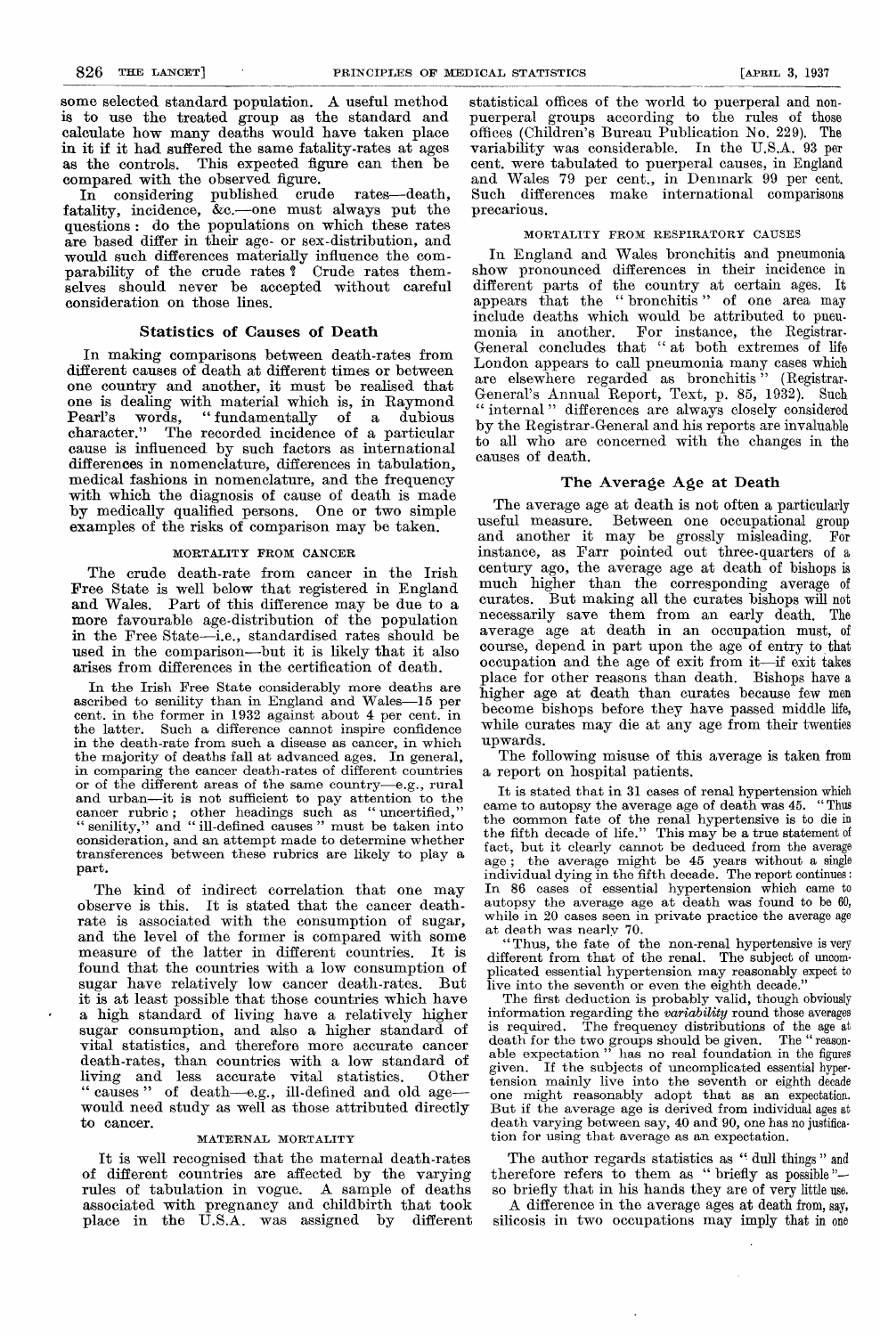some selected standard population. A useful method is to use the treated group as the standard and calculate how many deaths would have taken place in it if it had suffered the same fatality-rates at ages as the controls. This expected figure can then be compared with the observed figure.

In considering published crude rates—death, fatality, incidence, &c.—one must always put the questions: do the populations on which these rates are based differ in their age- or sex-distribution, and would such differences materially influence the comparability of the crude rates? Crude rates themselves should never be accepted without careful consideration on those lines.

## Statistics of Causes of Death

In making comparisons between death-rates from different causes of death at different times or between one country and another, it must be realised that one is dealing with material which is, in Raymond Pearl's words, "fundamentally of a dubious character." The recorded incidence of a particular cause is influenced by such factors as international differences in nomenclature, differences in tabulation, medical fashions in nomenclature, and the frequency with which the diagnosis of cause of death is made by medically qualified persons. One or two simple examples of the risks of comparison may be taken.

### MORTALITY FROM CANCER

The crude death-rate from cancer in the Irish Free State is well below that registered in England and Wales. Part of this difference may be due to a more favourable age-distribution of the population in the Free State—i.e., standardised rates should be used in the comparison—but it is likely that it also arises from differences in the certification of death.

In the Irish Free State considerably more deaths are ascribed to senility than in England and Wales—15 per cent. in the former in 1932 against about 4 per cent. in the latter. Such a difference cannot inspire confidence in the death-rate from such a disease as cancer, in which the majority of deaths fall at advanced ages. In general, in comparing the cancer death-rates of different countries or of the different areas of the same country—e.g., rural and urban—it is not sufficient to pay attention to the cancer rubric; other headings such as "uncertified," "senility," and "ill-defined causes" must be taken into consideration, and an attempt made to determine whether transferences between these rubrics are likely to play a part.

The kind of indirect correlation that one may observe is this. It is stated that the cancer death-rate is associated with the consumption of sugar, and the level of the former is compared with some measure of the latter in different countries. It is found that the countries with a low consumption of sugar have relatively low cancer death-rates. But it is at least possible that those countries which have a high standard of living have a relatively higher sugar consumption, and also a higher standard of vital statistics, and therefore more accurate cancer death-rates, than countries with a low standard of living and less accurate vital statistics. Other "causes" of death—e.g., ill-defined and old age—would need study as well as those attributed directly to cancer.

### MATERNAL MORTALITY

It is well recognised that the maternal death-rates of different countries are affected by the varying rules of tabulation in vogue. A sample of deaths associated with pregnancy and childbirth that took place in the U.S.A. was assigned by different statistical offices of the world to puerperal and non-puerperal groups according to the rules of those offices (Children's Bureau Publication No. 229). The variability was considerable. In the U.S.A. 93 per cent. were tabulated to puerperal causes, in England and Wales 79 per cent., in Denmark 99 per cent. Such differences make international comparisons precarious.

### MORTALITY FROM RESPIRATORY CAUSES

In England and Wales bronchitis and pneumonia show pronounced differences in their incidence in different parts of the country at certain ages. It appears that the "bronchitis" of one area may include deaths which would be attributed to pneumonia in another. For instance, the Registrar-General concludes that "at both extremes of life London appears to call pneumonia many cases which are elsewhere regarded as bronchitis" (Registrar-General's Annual Report, Text, p. 85, 1932). Such "internal" differences are always closely considered by the Registrar-General and his reports are invaluable to all who are concerned with the changes in the causes of death.

## The Average Age at Death

The average age at death is not often a particularly useful measure. Between one occupational group and another it may be grossly misleading. For instance, as Farr pointed out three-quarters of a century ago, the average age at death of bishops is much higher than the corresponding average of curates. But making all the curates bishops will not necessarily save them from an early death. The average age at death in an occupation must, of course, depend in part upon the age of entry to that occupation and the age of exit from it—if exit takes place for other reasons than death. Bishops have a higher age at death than curates because few men become bishops before they have passed middle life, while curates may die at any age from their twenties upwards.

The following misuse of this average is taken from a report on hospital patients.

It is stated that in 31 cases of renal hypertension which came to autopsy the average age of death was 45. "Thus the common fate of the renal hypertensive is to die in the fifth decade of life." This may be a true statement of fact, but it clearly cannot be deduced from the average age; the average might be 45 years without a single individual dying in the fifth decade. The report continues: In 86 cases of essential hypertension which came to autopsy the average age at death was found to be 60, while in 20 cases seen in private practice the average age at death was nearly 70.

"Thus, the fate of the non-renal hypertensive is very different from that of the renal. The subject of uncomplicated essential hypertension may reasonably expect to live into the seventh or even the eighth decade."

The first deduction is probably valid, though obviously information regarding the *variability* round those averages is required. The frequency distributions of the age at death for the two groups should be given. The "reasonable expectation" has no real foundation in the figures given. If the subjects of uncomplicated essential hypertension mainly live into the seventh or eighth decade one might reasonably adopt that as an expectation. But if the average age is derived from individual ages at death varying between say, 40 and 90, one has no justification for using that average as an expectation.

The author regards statistics as "dull things" and therefore refers to them as "briefly as possible"—so briefly that in his hands they are of very little use.

A difference in the average ages at death from, say, silicosis in two occupations may imply that in one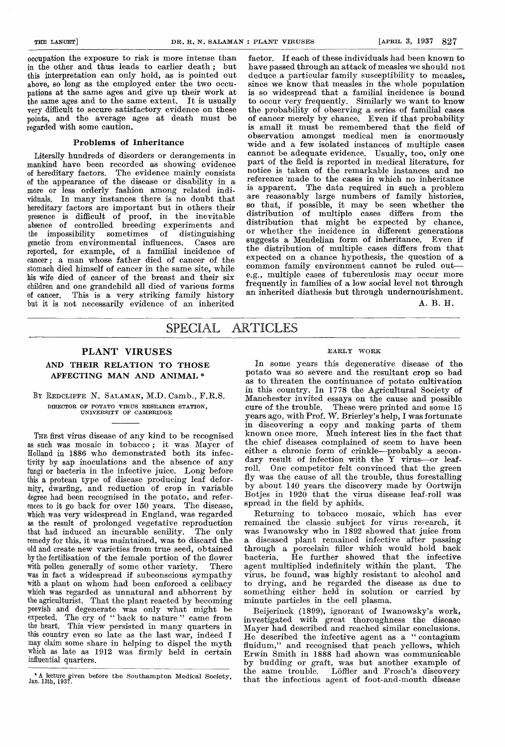occupation the exposure to risk is more intense than in the other and thus leads to earlier death; but this interpretation can only hold, as is pointed out above, so long as the employed enter the two occupations at the same ages and give up their work at the same ages and to the same extent. It is usually very difficult to secure satisfactory evidence on these points, and the average ages at death must be regarded with some caution.

### Problems of Inheritance

Literally hundreds of disorders or derangements in mankind have been recorded as showing evidence of hereditary factors. The evidence mainly consists of the appearance of the disease or disability in a more or less orderly fashion among related individuals. In many instances there is no doubt that hereditary factors are important but in others their presence is difficult of proof, in the inevitable absence of controlled breeding experiments and the impossibility sometimes of distinguishing genetic from environmental influences. Cases are reported, for example, of a familial incidence of cancer; a man whose father died of cancer of the stomach died himself of cancer in the same site, while his wife died of cancer of the breast and their six children and one grandchild all died of various forms of cancer. This is a very striking family history but it is not necessarily evidence of an inherited factor. If each of these individuals had been known to have passed through an attack of measles we should not deduce a particular family susceptibility to measles, since we know that measles in the whole population is so widespread that a familial incidence is bound to occur very frequently. Similarly we want to know the probability of observing a series of familial cases of cancer merely by chance. Even if that probability is small it must be remembered that the field of observation amongst medical men is enormously wide and a few isolated instances of multiple cases cannot be adequate evidence. Usually, too, only one part of the field is reported in medical literature, for notice is taken of the remarkable instances and no reference made to the cases in which no inheritance is apparent. The data required in such a problem are reasonably large numbers of family histories, so that, if possible, it may be seen whether the distribution of multiple cases differs from the distribution that might be expected by chance, or whether the incidence in different generations suggests a Mendelian form of inheritance. Even if the distribution of multiple cases differs from that expected on a chance hypothesis, the question of a common family environment cannot be ruled out—e.g., multiple cases of tuberculosis may occur more frequently in families of a low social level not through an inherited diathesis but through undernourishment.

A. B. H.

# SPECIAL ARTICLES

## PLANT VIRUSES

### AND THEIR RELATION TO THOSE AFFECTING MAN AND ANIMAL *

By Redcliffe N. Salaman, M.D. Camb., F.R.S.

DIRECTOR OF POTATO VIRUS RESEARCH STATION, UNIVERSITY OF CAMBRIDGE

The first virus disease of any kind to be recognised as such was mosaic in tobacco; it was Mayer of Holland in 1886 who demonstrated both its infectivity by sap inoculations and the absence of any fungi or bacteria in the infective juice. Long before this a protean type of disease producing leaf deformity, dwarfing, and reduction of crop in variable degree had been recognised in the potato, and references to it go back for over 150 years. The disease, which was very widespread in England, was regarded as the result of prolonged vegetative reproduction that had induced an incurable senility. The only remedy for this, it was maintained, was to discard the old and create new varieties from true seed, obtained by the fertilisation of the female portion of the flower with pollen generally of some other variety. There was in fact a widespread if subconscious sympathy with a plant on whom had been enforced a celibacy which was regarded as unnatural and abhorrent by the agriculturist. That the plant reacted by becoming peevish and degenerate was only what might be expected. The cry of "back to nature" came from the heart. This view persisted in many quarters in this country even so late as the last war, indeed I may claim some share in helping to dispel the myth which as late as 1912 was firmly held in certain influential quarters.

\* A lecture given before the Southampton Medical Society, Jan. 13th, 1937.

#### EARLY WORK

In some years this degenerative disease of the potato was so severe and the resultant crop so bad as to threaten the continuance of potato cultivation in this country. In 1778 the Agricultural Society of Manchester invited essays on the cause and possible cure of the trouble. These were printed and some 15 years ago, with Prof. W. Brierley's help, I was fortunate in discovering a copy and making parts of them known once more. Much interest lies in the fact that the chief diseases complained of seem to have been either a chronic form of crinkle—probably a secondary result of infection with the Y virus—or leaf-roll. One competitor felt convinced that the green fly was the cause of all the trouble, thus forestalling by about 140 years the discovery made by Oortwijn Botjes in 1920 that the virus disease leaf-roll was spread in the field by aphids.

Returning to tobacco mosaic, which has ever remained the classic subject for virus research, it was Iwanowsky who in 1892 showed that juice from a diseased plant remained infective after passing through a porcelain filler which would hold back bacteria. He further showed that the infective agent multiplied indefinitely within the plant. The virus, he found, was highly resistant to alcohol and to drying, and he regarded the disease as due to something either held in solution or carried by minute particles in the cell plasma.

Beijerinck (1899), ignorant of Iwanowsky's work, investigated with great thoroughness the disease Mayer had described and reached similar conclusions. He described the infective agent as a "contagium fluidum," and recognised that peach yellows, which Erwin Smith in 1888 had shown was communicable by budding or graft, was but another example of the same trouble. Löffler and Frosch's discovery that the infectious agent of foot-and-mouth disease